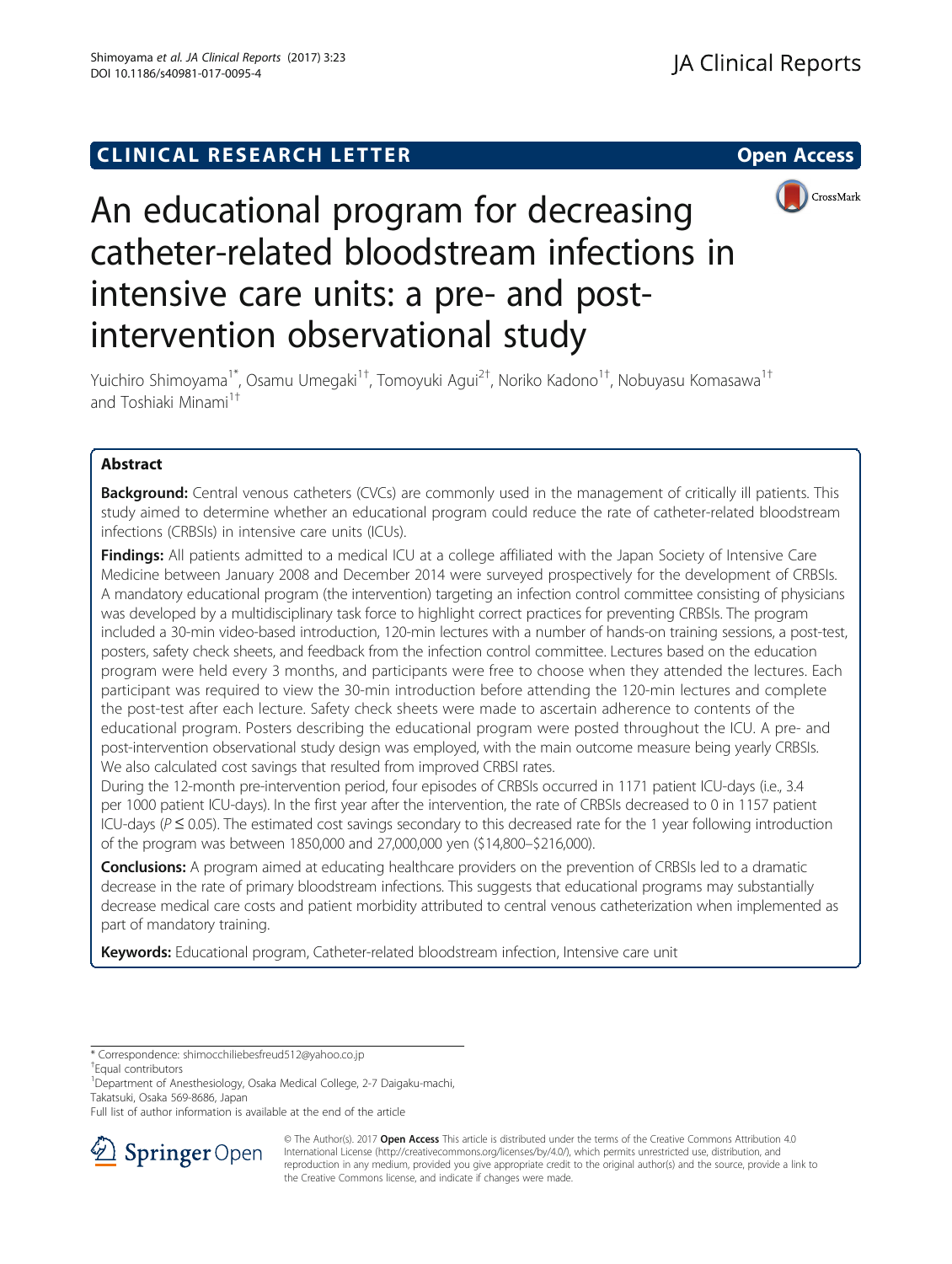**CLINICAL RESEARCH LETTER** **Open Access**

# An educational program for decreasing catheter-related bloodstream infections in intensive care units: a pre- and post-intervention observational study

Yuichiro Shimoyama[1*], Osamu Umegaki[1†], Tomoyuki Agui[2†], Noriko Kadono[1†], Nobuyasu Komasawa[1†] and Toshiaki Minami[1†]

## Abstract

**Background:** Central venous catheters (CVCs) are commonly used in the management of critically ill patients. This study aimed to determine whether an educational program could reduce the rate of catheter-related bloodstream infections (CRBSIs) in intensive care units (ICUs).

**Findings:** All patients admitted to a medical ICU at a college affiliated with the Japan Society of Intensive Care Medicine between January 2008 and December 2014 were surveyed prospectively for the development of CRBSIs. A mandatory educational program (the intervention) targeting an infection control committee consisting of physicians was developed by a multidisciplinary task force to highlight correct practices for preventing CRBSIs. The program included a 30-min video-based introduction, 120-min lectures with a number of hands-on training sessions, a post-test, posters, safety check sheets, and feedback from the infection control committee. Lectures based on the education program were held every 3 months, and participants were free to choose when they attended the lectures. Each participant was required to view the 30-min introduction before attending the 120-min lectures and complete the post-test after each lecture. Safety check sheets were made to ascertain adherence to contents of the educational program. Posters describing the educational program were posted throughout the ICU. A pre- and post-intervention observational study design was employed, with the main outcome measure being yearly CRBSIs. We also calculated cost savings that resulted from improved CRBSI rates.

During the 12-month pre-intervention period, four episodes of CRBSIs occurred in 1171 patient ICU-days (i.e., 3.4 per 1000 patient ICU-days). In the first year after the intervention, the rate of CRBSIs decreased to 0 in 1157 patient ICU-days ($P \leq 0.05$). The estimated cost savings secondary to this decreased rate for the 1 year following introduction of the program was between 1850,000 and 27,000,000 yen ($14,800–$216,000).

**Conclusions:** A program aimed at educating healthcare providers on the prevention of CRBSIs led to a dramatic decrease in the rate of primary bloodstream infections. This suggests that educational programs may substantially decrease medical care costs and patient morbidity attributed to central venous catheterization when implemented as part of mandatory training.

**Keywords:** Educational program, Catheter-related bloodstream infection, Intensive care unit

---

\* Correspondence: shimocchiliebesfreud512@yahoo.co.jp

†Equal contributors

[1]Department of Anesthesiology, Osaka Medical College, 2-7 Daigaku-machi, Takatsuki, Osaka 569-8686, Japan

Full list of author information is available at the end of the article

© The Author(s). 2017 **Open Access** This article is distributed under the terms of the Creative Commons Attribution 4.0 International License (http://creativecommons.org/licenses/by/4.0/), which permits unrestricted use, distribution, and reproduction in any medium, provided you give appropriate credit to the original author(s) and the source, provide a link to the Creative Commons license, and indicate if changes were made.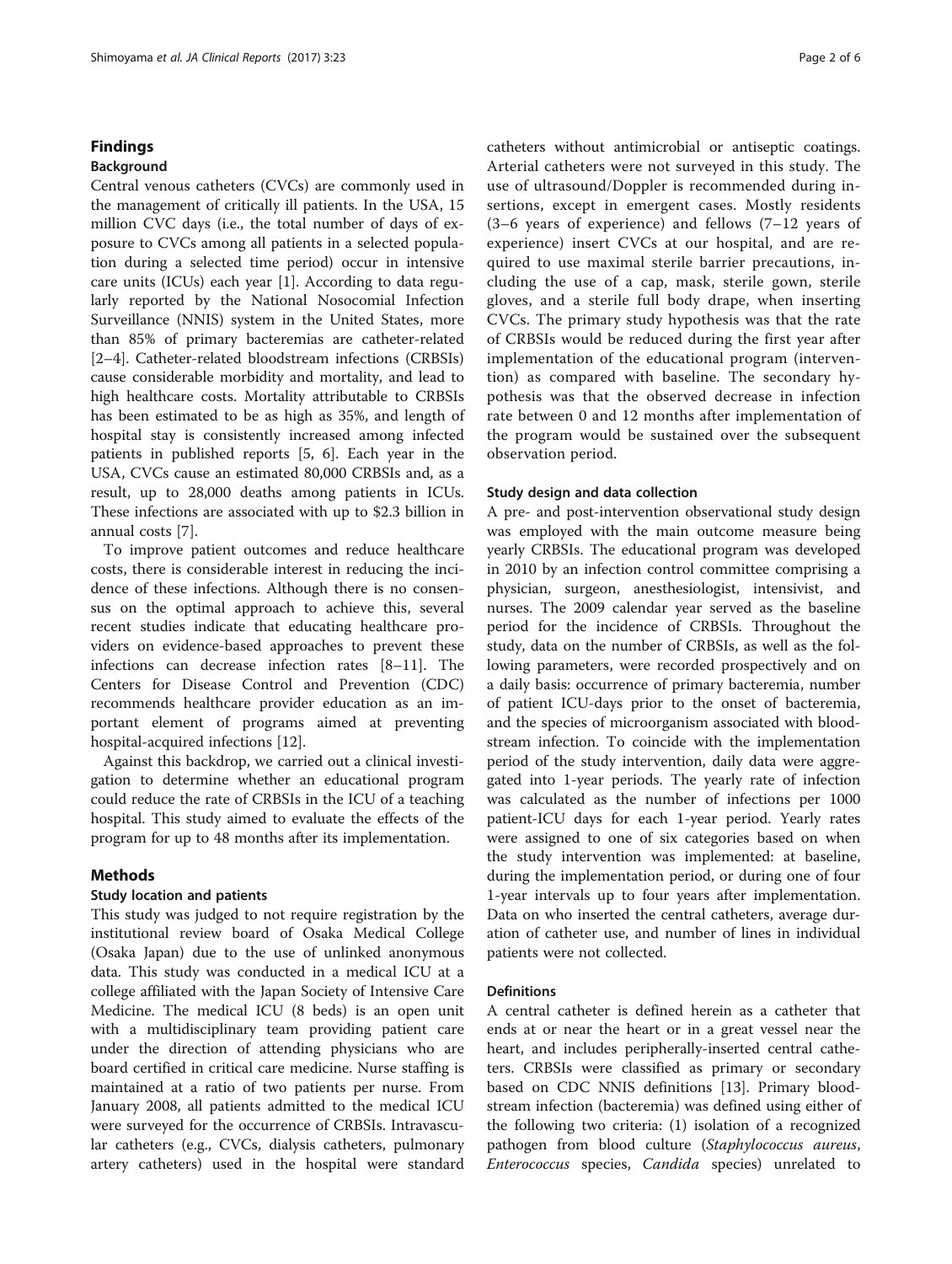## Findings

### Background

Central venous catheters (CVCs) are commonly used in the management of critically ill patients. In the USA, 15 million CVC days (i.e., the total number of days of exposure to CVCs among all patients in a selected population during a selected time period) occur in intensive care units (ICUs) each year [1]. According to data regularly reported by the National Nosocomial Infection Surveillance (NNIS) system in the United States, more than 85% of primary bacteremias are catheter-related [2–4]. Catheter-related bloodstream infections (CRBSIs) cause considerable morbidity and mortality, and lead to high healthcare costs. Mortality attributable to CRBSIs has been estimated to be as high as 35%, and length of hospital stay is consistently increased among infected patients in published reports [5, 6]. Each year in the USA, CVCs cause an estimated 80,000 CRBSIs and, as a result, up to 28,000 deaths among patients in ICUs. These infections are associated with up to $2.3 billion in annual costs [7].

To improve patient outcomes and reduce healthcare costs, there is considerable interest in reducing the incidence of these infections. Although there is no consensus on the optimal approach to achieve this, several recent studies indicate that educating healthcare providers on evidence-based approaches to prevent these infections can decrease infection rates [8–11]. The Centers for Disease Control and Prevention (CDC) recommends healthcare provider education as an important element of programs aimed at preventing hospital-acquired infections [12].

Against this backdrop, we carried out a clinical investigation to determine whether an educational program could reduce the rate of CRBSIs in the ICU of a teaching hospital. This study aimed to evaluate the effects of the program for up to 48 months after its implementation.

## Methods

### Study location and patients

This study was judged to not require registration by the institutional review board of Osaka Medical College (Osaka Japan) due to the use of unlinked anonymous data. This study was conducted in a medical ICU at a college affiliated with the Japan Society of Intensive Care Medicine. The medical ICU (8 beds) is an open unit with a multidisciplinary team providing patient care under the direction of attending physicians who are board certified in critical care medicine. Nurse staffing is maintained at a ratio of two patients per nurse. From January 2008, all patients admitted to the medical ICU were surveyed for the occurrence of CRBSIs. Intravascular catheters (e.g., CVCs, dialysis catheters, pulmonary artery catheters) used in the hospital were standard catheters without antimicrobial or antiseptic coatings. Arterial catheters were not surveyed in this study. The use of ultrasound/Doppler is recommended during insertions, except in emergent cases. Mostly residents (3–6 years of experience) and fellows (7–12 years of experience) insert CVCs at our hospital, and are required to use maximal sterile barrier precautions, including the use of a cap, mask, sterile gown, sterile gloves, and a sterile full body drape, when inserting CVCs. The primary study hypothesis was that the rate of CRBSIs would be reduced during the first year after implementation of the educational program (intervention) as compared with baseline. The secondary hypothesis was that the observed decrease in infection rate between 0 and 12 months after implementation of the program would be sustained over the subsequent observation period.

### Study design and data collection

A pre- and post-intervention observational study design was employed with the main outcome measure being yearly CRBSIs. The educational program was developed in 2010 by an infection control committee comprising a physician, surgeon, anesthesiologist, intensivist, and nurses. The 2009 calendar year served as the baseline period for the incidence of CRBSIs. Throughout the study, data on the number of CRBSIs, as well as the following parameters, were recorded prospectively and on a daily basis: occurrence of primary bacteremia, number of patient ICU-days prior to the onset of bacteremia, and the species of microorganism associated with bloodstream infection. To coincide with the implementation period of the study intervention, daily data were aggregated into 1-year periods. The yearly rate of infection was calculated as the number of infections per 1000 patient-ICU days for each 1-year period. Yearly rates were assigned to one of six categories based on when the study intervention was implemented: at baseline, during the implementation period, or during one of four 1-year intervals up to four years after implementation. Data on who inserted the central catheters, average duration of catheter use, and number of lines in individual patients were not collected.

### Definitions

A central catheter is defined herein as a catheter that ends at or near the heart or in a great vessel near the heart, and includes peripherally-inserted central catheters. CRBSIs were classified as primary or secondary based on CDC NNIS definitions [13]. Primary bloodstream infection (bacteremia) was defined using either of the following two criteria: (1) isolation of a recognized pathogen from blood culture (*Staphylococcus aureus*, *Enterococcus* species, *Candida* species) unrelated to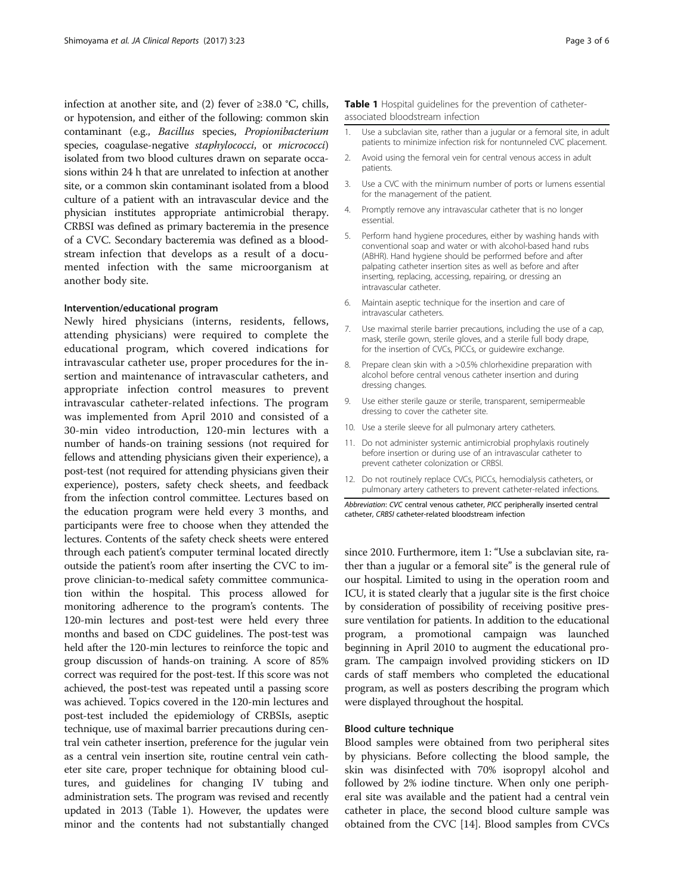infection at another site, and (2) fever of ≥38.0 °C, chills, or hypotension, and either of the following: common skin contaminant (e.g., *Bacillus* species, *Propionibacterium* species, coagulase-negative *staphylococci*, or *micrococci*) isolated from two blood cultures drawn on separate occasions within 24 h that are unrelated to infection at another site, or a common skin contaminant isolated from a blood culture of a patient with an intravascular device and the physician institutes appropriate antimicrobial therapy. CRBSI was defined as primary bacteremia in the presence of a CVC. Secondary bacteremia was defined as a bloodstream infection that develops as a result of a documented infection with the same microorganism at another body site.

#### Intervention/educational program

Newly hired physicians (interns, residents, fellows, attending physicians) were required to complete the educational program, which covered indications for intravascular catheter use, proper procedures for the insertion and maintenance of intravascular catheters, and appropriate infection control measures to prevent intravascular catheter-related infections. The program was implemented from April 2010 and consisted of a 30-min video introduction, 120-min lectures with a number of hands-on training sessions (not required for fellows and attending physicians given their experience), a post-test (not required for attending physicians given their experience), posters, safety check sheets, and feedback from the infection control committee. Lectures based on the education program were held every 3 months, and participants were free to choose when they attended the lectures. Contents of the safety check sheets were entered through each patient's computer terminal located directly outside the patient's room after inserting the CVC to improve clinician-to-medical safety committee communication within the hospital. This process allowed for monitoring adherence to the program's contents. The 120-min lectures and post-test were held every three months and based on CDC guidelines. The post-test was held after the 120-min lectures to reinforce the topic and group discussion of hands-on training. A score of 85% correct was required for the post-test. If this score was not achieved, the post-test was repeated until a passing score was achieved. Topics covered in the 120-min lectures and post-test included the epidemiology of CRBSIs, aseptic technique, use of maximal barrier precautions during central vein catheter insertion, preference for the jugular vein as a central vein insertion site, routine central vein catheter site care, proper technique for obtaining blood cultures, and guidelines for changing IV tubing and administration sets. The program was revised and recently updated in 2013 (Table 1). However, the updates were minor and the contents had not substantially changed since 2010. Furthermore, item 1: "Use a subclavian site, rather than a jugular or a femoral site" is the general rule of our hospital. Limited to using in the operation room and ICU, it is stated clearly that a jugular site is the first choice by consideration of possibility of receiving positive pressure ventilation for patients. In addition to the educational program, a promotional campaign was launched beginning in April 2010 to augment the educational program. The campaign involved providing stickers on ID cards of staff members who completed the educational program, as well as posters describing the program which were displayed throughout the hospital.

**Table 1** Hospital guidelines for the prevention of catheter-associated bloodstream infection

1. Use a subclavian site, rather than a jugular or a femoral site, in adult patients to minimize infection risk for nontunneled CVC placement.
2. Avoid using the femoral vein for central venous access in adult patients.
3. Use a CVC with the minimum number of ports or lumens essential for the management of the patient.
4. Promptly remove any intravascular catheter that is no longer essential.
5. Perform hand hygiene procedures, either by washing hands with conventional soap and water or with alcohol-based hand rubs (ABHR). Hand hygiene should be performed before and after palpating catheter insertion sites as well as before and after inserting, replacing, accessing, repairing, or dressing an intravascular catheter.
6. Maintain aseptic technique for the insertion and care of intravascular catheters.
7. Use maximal sterile barrier precautions, including the use of a cap, mask, sterile gown, sterile gloves, and a sterile full body drape, for the insertion of CVCs, PICCs, or guidewire exchange.
8. Prepare clean skin with a >0.5% chlorhexidine preparation with alcohol before central venous catheter insertion and during dressing changes.
9. Use either sterile gauze or sterile, transparent, semipermeable dressing to cover the catheter site.
10. Use a sterile sleeve for all pulmonary artery catheters.
11. Do not administer systemic antimicrobial prophylaxis routinely before insertion or during use of an intravascular catheter to prevent catheter colonization or CRBSI.
12. Do not routinely replace CVCs, PICCs, hemodialysis catheters, or pulmonary artery catheters to prevent catheter-related infections.

*Abbreviation*: *CVC* central venous catheter, *PICC* peripherally inserted central catheter, *CRBSI* catheter-related bloodstream infection

#### Blood culture technique

Blood samples were obtained from two peripheral sites by physicians. Before collecting the blood sample, the skin was disinfected with 70% isopropyl alcohol and followed by 2% iodine tincture. When only one peripheral site was available and the patient had a central vein catheter in place, the second blood culture sample was obtained from the CVC [14]. Blood samples from CVCs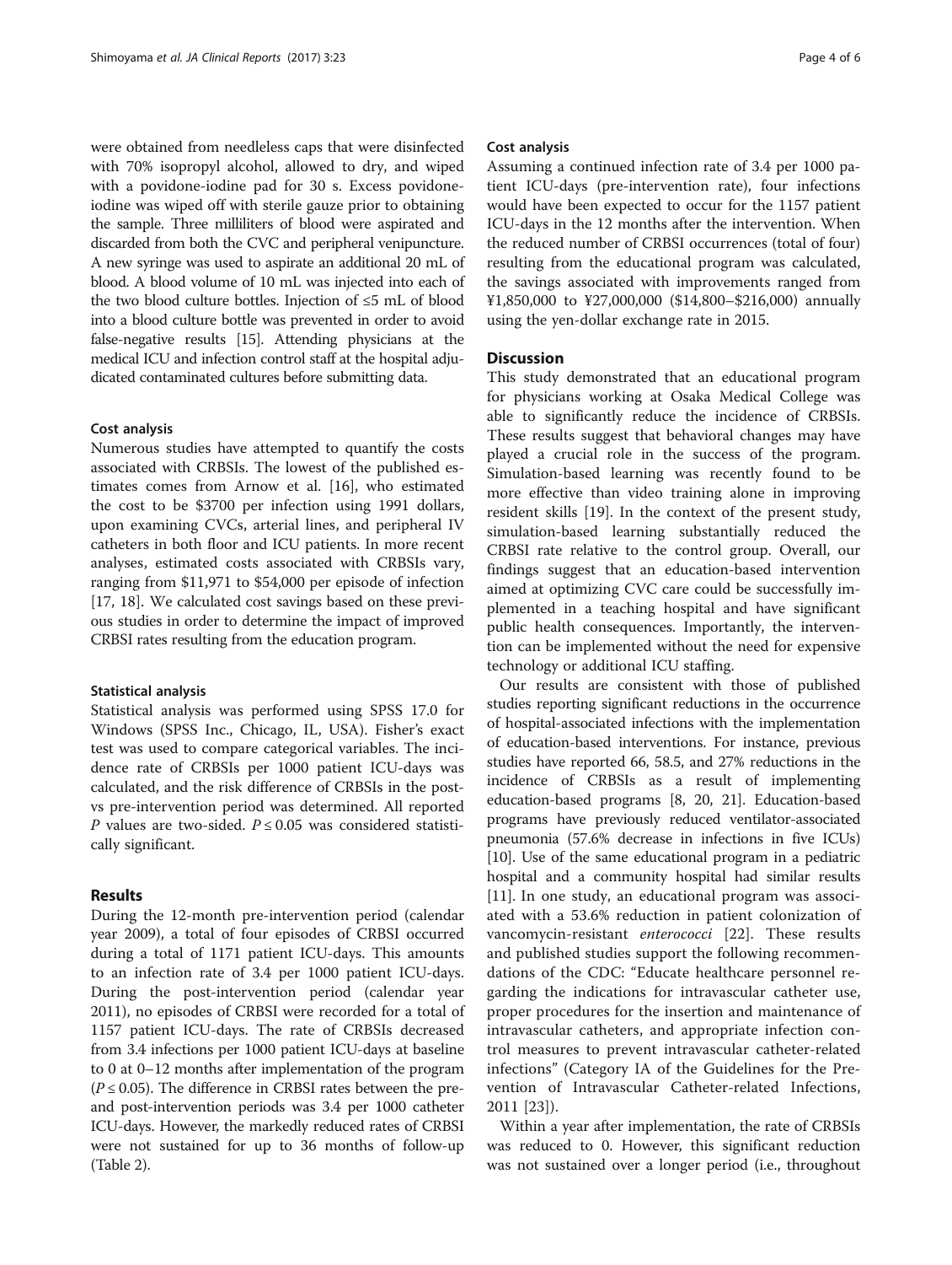were obtained from needleless caps that were disinfected with 70% isopropyl alcohol, allowed to dry, and wiped with a povidone-iodine pad for 30 s. Excess povidone-iodine was wiped off with sterile gauze prior to obtaining the sample. Three milliliters of blood were aspirated and discarded from both the CVC and peripheral venipuncture. A new syringe was used to aspirate an additional 20 mL of blood. A blood volume of 10 mL was injected into each of the two blood culture bottles. Injection of ≤5 mL of blood into a blood culture bottle was prevented in order to avoid false-negative results [15]. Attending physicians at the medical ICU and infection control staff at the hospital adjudicated contaminated cultures before submitting data.

### Cost analysis

Numerous studies have attempted to quantify the costs associated with CRBSIs. The lowest of the published estimates comes from Arnow et al. [16], who estimated the cost to be $3700 per infection using 1991 dollars, upon examining CVCs, arterial lines, and peripheral IV catheters in both floor and ICU patients. In more recent analyses, estimated costs associated with CRBSIs vary, ranging from $11,971 to $54,000 per episode of infection [17, 18]. We calculated cost savings based on these previous studies in order to determine the impact of improved CRBSI rates resulting from the education program.

### Statistical analysis

Statistical analysis was performed using SPSS 17.0 for Windows (SPSS Inc., Chicago, IL, USA). Fisher's exact test was used to compare categorical variables. The incidence rate of CRBSIs per 1000 patient ICU-days was calculated, and the risk difference of CRBSIs in the post- vs pre-intervention period was determined. All reported *P* values are two-sided. $P \leq 0.05$ was considered statistically significant.

## Results

During the 12-month pre-intervention period (calendar year 2009), a total of four episodes of CRBSI occurred during a total of 1171 patient ICU-days. This amounts to an infection rate of 3.4 per 1000 patient ICU-days. During the post-intervention period (calendar year 2011), no episodes of CRBSI were recorded for a total of 1157 patient ICU-days. The rate of CRBSIs decreased from 3.4 infections per 1000 patient ICU-days at baseline to 0 at 0–12 months after implementation of the program ($P \leq 0.05$). The difference in CRBSI rates between the pre- and post-intervention periods was 3.4 per 1000 catheter ICU-days. However, the markedly reduced rates of CRBSI were not sustained for up to 36 months of follow-up (Table 2).

### Cost analysis

Assuming a continued infection rate of 3.4 per 1000 patient ICU-days (pre-intervention rate), four infections would have been expected to occur for the 1157 patient ICU-days in the 12 months after the intervention. When the reduced number of CRBSI occurrences (total of four) resulting from the educational program was calculated, the savings associated with improvements ranged from ¥1,850,000 to ¥27,000,000 ($14,800–$216,000) annually using the yen-dollar exchange rate in 2015.

## Discussion

This study demonstrated that an educational program for physicians working at Osaka Medical College was able to significantly reduce the incidence of CRBSIs. These results suggest that behavioral changes may have played a crucial role in the success of the program. Simulation-based learning was recently found to be more effective than video training alone in improving resident skills [19]. In the context of the present study, simulation-based learning substantially reduced the CRBSI rate relative to the control group. Overall, our findings suggest that an education-based intervention aimed at optimizing CVC care could be successfully implemented in a teaching hospital and have significant public health consequences. Importantly, the intervention can be implemented without the need for expensive technology or additional ICU staffing.

Our results are consistent with those of published studies reporting significant reductions in the occurrence of hospital-associated infections with the implementation of education-based interventions. For instance, previous studies have reported 66, 58.5, and 27% reductions in the incidence of CRBSIs as a result of implementing education-based programs [8, 20, 21]. Education-based programs have previously reduced ventilator-associated pneumonia (57.6% decrease in infections in five ICUs) [10]. Use of the same educational program in a pediatric hospital and a community hospital had similar results [11]. In one study, an educational program was associated with a 53.6% reduction in patient colonization of vancomycin-resistant *enterococci* [22]. These results and published studies support the following recommendations of the CDC: "Educate healthcare personnel regarding the indications for intravascular catheter use, proper procedures for the insertion and maintenance of intravascular catheters, and appropriate infection control measures to prevent intravascular catheter-related infections" (Category IA of the Guidelines for the Prevention of Intravascular Catheter-related Infections, 2011 [23]).

Within a year after implementation, the rate of CRBSIs was reduced to 0. However, this significant reduction was not sustained over a longer period (i.e., throughout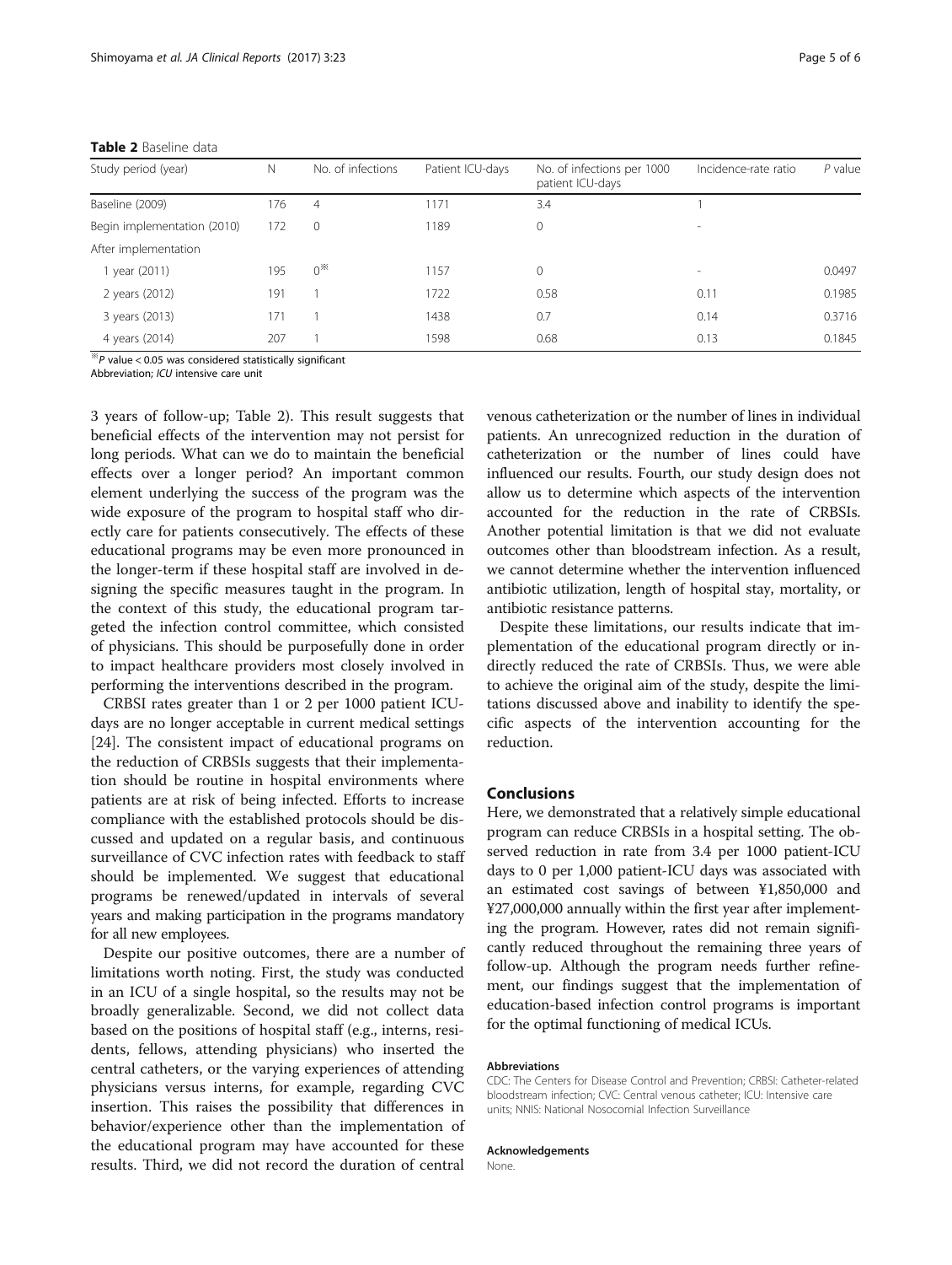**Table 2** Baseline data

| Study period (year) | N | No. of infections | Patient ICU-days | No. of infections per 1000 patient ICU-days | Incidence-rate ratio | *P* value |
|---|---|---|---|---|---|---|
| Baseline (2009) | 176 | 4 | 1171 | 3.4 | 1 | |
| Begin implementation (2010) | 172 | 0 | 1189 | 0 | - | |
| After implementation | | | | | | |
| 1 year (2011) | 195 | 0※ | 1157 | 0 | - | 0.0497 |
| 2 years (2012) | 191 | 1 | 1722 | 0.58 | 0.11 | 0.1985 |
| 3 years (2013) | 171 | 1 | 1438 | 0.7 | 0.14 | 0.3716 |
| 4 years (2014) | 207 | 1 | 1598 | 0.68 | 0.13 | 0.1845 |

※$P$ value < 0.05 was considered statistically significant

Abbreviation; *ICU* intensive care unit

3 years of follow-up; Table 2). This result suggests that beneficial effects of the intervention may not persist for long periods. What can we do to maintain the beneficial effects over a longer period? An important common element underlying the success of the program was the wide exposure of the program to hospital staff who directly care for patients consecutively. The effects of these educational programs may be even more pronounced in the longer-term if these hospital staff are involved in designing the specific measures taught in the program. In the context of this study, the educational program targeted the infection control committee, which consisted of physicians. This should be purposefully done in order to impact healthcare providers most closely involved in performing the interventions described in the program.

CRBSI rates greater than 1 or 2 per 1000 patient ICU-days are no longer acceptable in current medical settings [24]. The consistent impact of educational programs on the reduction of CRBSIs suggests that their implementation should be routine in hospital environments where patients are at risk of being infected. Efforts to increase compliance with the established protocols should be discussed and updated on a regular basis, and continuous surveillance of CVC infection rates with feedback to staff should be implemented. We suggest that educational programs be renewed/updated in intervals of several years and making participation in the programs mandatory for all new employees.

Despite our positive outcomes, there are a number of limitations worth noting. First, the study was conducted in an ICU of a single hospital, so the results may not be broadly generalizable. Second, we did not collect data based on the positions of hospital staff (e.g., interns, residents, fellows, attending physicians) who inserted the central catheters, or the varying experiences of attending physicians versus interns, for example, regarding CVC insertion. This raises the possibility that differences in behavior/experience other than the implementation of the educational program may have accounted for these results. Third, we did not record the duration of central venous catheterization or the number of lines in individual patients. An unrecognized reduction in the duration of catheterization or the number of lines could have influenced our results. Fourth, our study design does not allow us to determine which aspects of the intervention accounted for the reduction in the rate of CRBSIs. Another potential limitation is that we did not evaluate outcomes other than bloodstream infection. As a result, we cannot determine whether the intervention influenced antibiotic utilization, length of hospital stay, mortality, or antibiotic resistance patterns.

Despite these limitations, our results indicate that implementation of the educational program directly or indirectly reduced the rate of CRBSIs. Thus, we were able to achieve the original aim of the study, despite the limitations discussed above and inability to identify the specific aspects of the intervention accounting for the reduction.

## Conclusions

Here, we demonstrated that a relatively simple educational program can reduce CRBSIs in a hospital setting. The observed reduction in rate from 3.4 per 1000 patient-ICU days to 0 per 1,000 patient-ICU days was associated with an estimated cost savings of between ¥1,850,000 and ¥27,000,000 annually within the first year after implementing the program. However, rates did not remain significantly reduced throughout the remaining three years of follow-up. Although the program needs further refinement, our findings suggest that the implementation of education-based infection control programs is important for the optimal functioning of medical ICUs.

#### Abbreviations

CDC: The Centers for Disease Control and Prevention; CRBSI: Catheter-related bloodstream infection; CVC: Central venous catheter; ICU: Intensive care units; NNIS: National Nosocomial Infection Surveillance

#### Acknowledgements

None.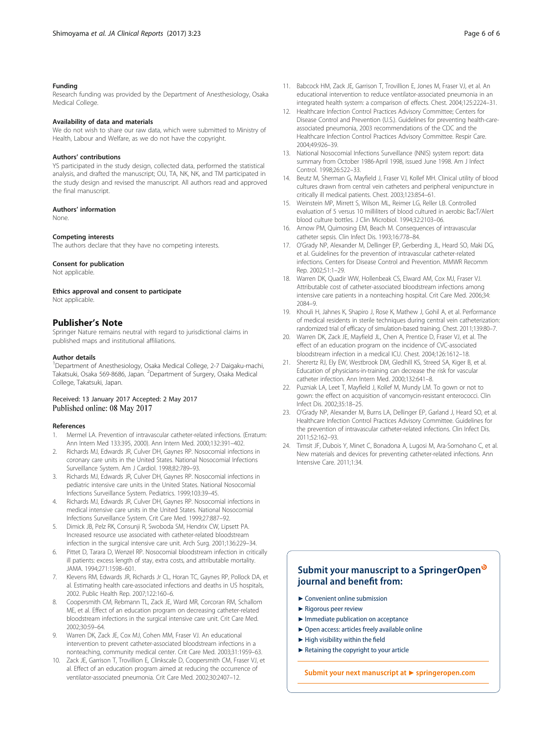### Funding

Research funding was provided by the Department of Anesthesiology, Osaka Medical College.

### Availability of data and materials

We do not wish to share our raw data, which were submitted to Ministry of Health, Labour and Welfare, as we do not have the copyright.

### Authors' contributions

YS participated in the study design, collected data, performed the statistical analysis, and drafted the manuscript; OU, TA, NK, NK, and TM participated in the study design and revised the manuscript. All authors read and approved the final manuscript.

### Authors' information

None.

### Competing interests

The authors declare that they have no competing interests.

### Consent for publication

Not applicable.

### Ethics approval and consent to participate

Not applicable.

## Publisher's Note

Springer Nature remains neutral with regard to jurisdictional claims in published maps and institutional affiliations.

### Author details

[1]Department of Anesthesiology, Osaka Medical College, 2-7 Daigaku-machi, Takatsuki, Osaka 569-8686, Japan. [2]Department of Surgery, Osaka Medical College, Takatsuki, Japan.

Received: 13 January 2017 Accepted: 2 May 2017
Published online: 08 May 2017

### References

1. Mermel LA. Prevention of intravascular catheter-related infections. (Erratum: Ann Intern Med 133:395, 2000). Ann Intern Med. 2000;132:391–402.
2. Richards MJ, Edwards JR, Culver DH, Gaynes RP. Nosocomial infections in coronary care units in the United States. National Nosocomial Infections Surveillance System. Am J Cardiol. 1998;82:789–93.
3. Richards MJ, Edwards JR, Culver DH, Gaynes RP. Nosocomial infections in pediatric intensive care units in the United States. National Nosocomial Infections Surveillance System. Pediatrics. 1999;103:39–45.
4. Richards MJ, Edwards JR, Culver DH, Gaynes RP. Nosocomial infections in medical intensive care units in the United States. National Nosocomial Infections Surveillance System. Crit Care Med. 1999;27:887–92.
5. Dimick JB, Pelz RK, Consunji R, Swoboda SM, Hendrix CW, Lipsett PA. Increased resource use associated with catheter-related bloodstream infection in the surgical intensive care unit. Arch Surg. 2001;136:229–34.
6. Pittet D, Tarara D, Wenzel RP. Nosocomial bloodstream infection in critically ill patients: excess length of stay, extra costs, and attributable mortality. JAMA. 1994;271:1598–601.
7. Klevens RM, Edwards JR, Richards Jr CL, Horan TC, Gaynes RP, Pollock DA, et al. Estimating health care-associated infections and deaths in US hospitals, 2002. Public Health Rep. 2007;122:160–6.
8. Coopersmith CM, Rebmann TL, Zack JE, Ward MR, Corcoran RM, Schallom ME, et al. Effect of an education program on decreasing catheter-related bloodstream infections in the surgical intensive care unit. Crit Care Med. 2002;30:59–64.
9. Warren DK, Zack JE, Cox MJ, Cohen MM, Fraser VJ. An educational intervention to prevent catheter-associated bloodstream infections in a nonteaching, community medical center. Crit Care Med. 2003;31:1959–63.
10. Zack JE, Garrison T, Trovillion E, Clinkscale D, Coopersmith CM, Fraser VJ, et al. Effect of an education program aimed at reducing the occurrence of ventilator-associated pneumonia. Crit Care Med. 2002;30:2407–12.
11. Babcock HM, Zack JE, Garrison T, Trovillion E, Jones M, Fraser VJ, et al. An educational intervention to reduce ventilator-associated pneumonia in an integrated health system: a comparison of effects. Chest. 2004;125:2224–31.
12. Healthcare Infection Control Practices Advisory Committee; Centers for Disease Control and Prevention (U.S.). Guidelines for preventing health-care-associated pneumonia, 2003 recommendations of the CDC and the Healthcare Infection Control Practices Advisory Committee. Respir Care. 2004;49:926–39.
13. National Nosocomial Infections Surveillance (NNIS) system report: data summary from October 1986-April 1998, issued June 1998. Am J Infect Control. 1998;26:522–33.
14. Beutz M, Sherman G, Mayfield J, Fraser VJ, Kollef MH. Clinical utility of blood cultures drawn from central vein catheters and peripheral venipuncture in critically ill medical patients. Chest. 2003;123:854–61.
15. Weinstein MP, Mirrett S, Wilson ML, Reimer LG, Reller LB. Controlled evaluation of 5 versus 10 milliliters of blood cultured in aerobic BacT/Alert blood culture bottles. J Clin Microbiol. 1994;32:2103–06.
16. Arnow PM, Quimosing EM, Beach M. Consequences of intravascular catheter sepsis. Clin Infect Dis. 1993;16:778–84.
17. O'Grady NP, Alexander M, Dellinger EP, Gerberding JL, Heard SO, Maki DG, et al. Guidelines for the prevention of intravascular catheter-related infections. Centers for Disease Control and Prevention. MMWR Recomm Rep. 2002;51:1–29.
18. Warren DK, Quadir WW, Hollenbeak CS, Elward AM, Cox MJ, Fraser VJ. Attributable cost of catheter-associated bloodstream infections among intensive care patients in a nonteaching hospital. Crit Care Med. 2006;34:2084–9.
19. Khouli H, Jahnes K, Shapiro J, Rose K, Mathew J, Gohil A, et al. Performance of medical residents in sterile techniques during central vein catheterization: randomized trial of efficacy of simulation-based training. Chest. 2011;139:80–7.
20. Warren DK, Zack JE, Mayfield JL, Chen A, Prentice D, Fraser VJ, et al. The effect of an education program on the incidence of CVC-associated bloodstream infection in a medical ICU. Chest. 2004;126:1612–18.
21. Sherertz RJ, Ely EW, Westbrook DM, Gledhill KS, Streed SA, Kiger B, et al. Education of physicians-in-training can decrease the risk for vascular catheter infection. Ann Intern Med. 2000;132:641–8.
22. Puzniak LA, Leet T, Mayfield J, Kollef M, Mundy LM. To gown or not to gown: the effect on acquisition of vancomycin-resistant enterococci. Clin Infect Dis. 2002;35:18–25.
23. O'Grady NP, Alexander M, Burns LA, Dellinger EP, Garland J, Heard SO, et al. Healthcare Infection Control Practices Advisory Committee. Guidelines for the prevention of intravascular catheter-related infections. Clin Infect Dis. 2011;52:162–93.
24. Timsit JF, Dubois Y, Minet C, Bonadona A, Lugosi M, Ara-Somohano C, et al. New materials and devices for preventing catheter-related infections. Ann Intensive Care. 2011;1:34.

**Submit your manuscript to a SpringerOpen journal and benefit from:**

- ► Convenient online submission
- ► Rigorous peer review
- ► Immediate publication on acceptance
- ► Open access: articles freely available online
- ► High visibility within the field
- ► Retaining the copyright to your article

Submit your next manuscript at ► springeropen.com